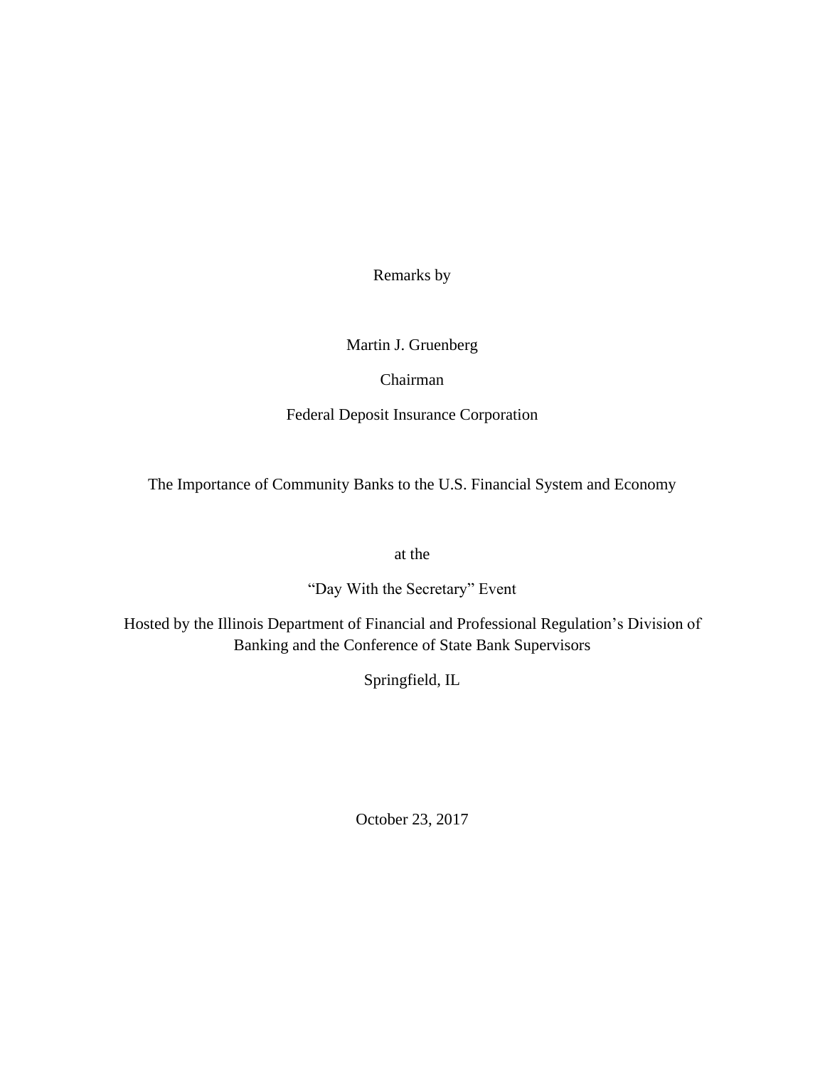Remarks by

Martin J. Gruenberg

Chairman

Federal Deposit Insurance Corporation

# The Importance of Community Banks to the U.S. Financial System and Economy

at the

"Day With the Secretary" Event

Hosted by the Illinois Department of Financial and Professional Regulation's Division of Banking and the Conference of State Bank Supervisors

Springfield, IL

October 23, 2017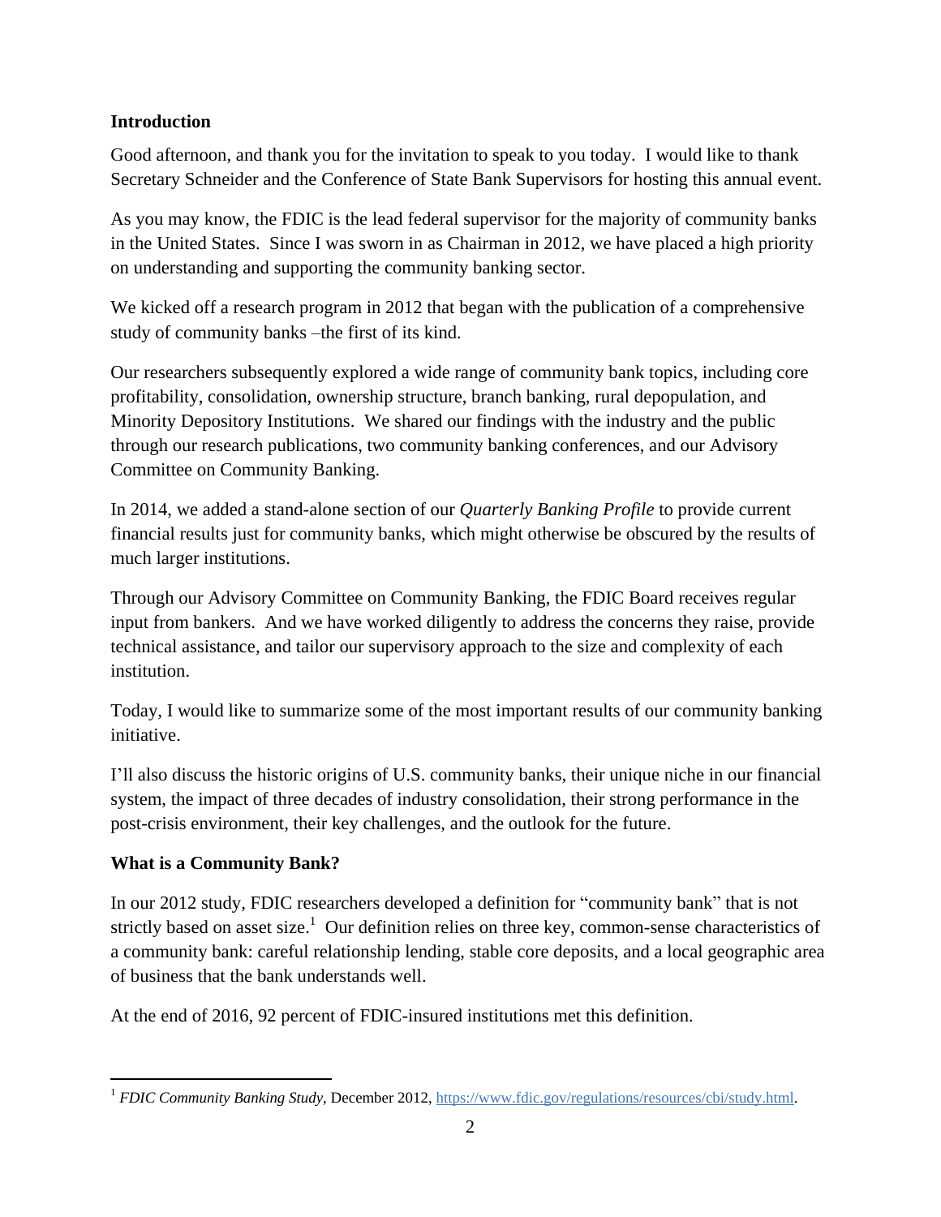## Introduction

Good afternoon, and thank you for the invitation to speak to you today. I would like to thank Secretary Schneider and the Conference of State Bank Supervisors for hosting this annual event.

As you may know, the FDIC is the lead federal supervisor for the majority of community banks in the United States. Since I was sworn in as Chairman in 2012, we have placed a high priority on understanding and supporting the community banking sector.

We kicked off a research program in 2012 that began with the publication of a comprehensive study of community banks –the first of its kind.

Our researchers subsequently explored a wide range of community bank topics, including core profitability, consolidation, ownership structure, branch banking, rural depopulation, and Minority Depository Institutions. We shared our findings with the industry and the public through our research publications, two community banking conferences, and our Advisory Committee on Community Banking.

In 2014, we added a stand-alone section of our *Quarterly Banking Profile* to provide current financial results just for community banks, which might otherwise be obscured by the results of much larger institutions.

Through our Advisory Committee on Community Banking, the FDIC Board receives regular input from bankers. And we have worked diligently to address the concerns they raise, provide technical assistance, and tailor our supervisory approach to the size and complexity of each institution.

Today, I would like to summarize some of the most important results of our community banking initiative.

I'll also discuss the historic origins of U.S. community banks, their unique niche in our financial system, the impact of three decades of industry consolidation, their strong performance in the post-crisis environment, their key challenges, and the outlook for the future.

## What is a Community Bank?

In our 2012 study, FDIC researchers developed a definition for "community bank" that is not strictly based on asset size.[1] Our definition relies on three key, common-sense characteristics of a community bank: careful relationship lending, stable core deposits, and a local geographic area of business that the bank understands well.

At the end of 2016, 92 percent of FDIC-insured institutions met this definition.

---

[1] *FDIC Community Banking Study*, December 2012, https://www.fdic.gov/regulations/resources/cbi/study.html.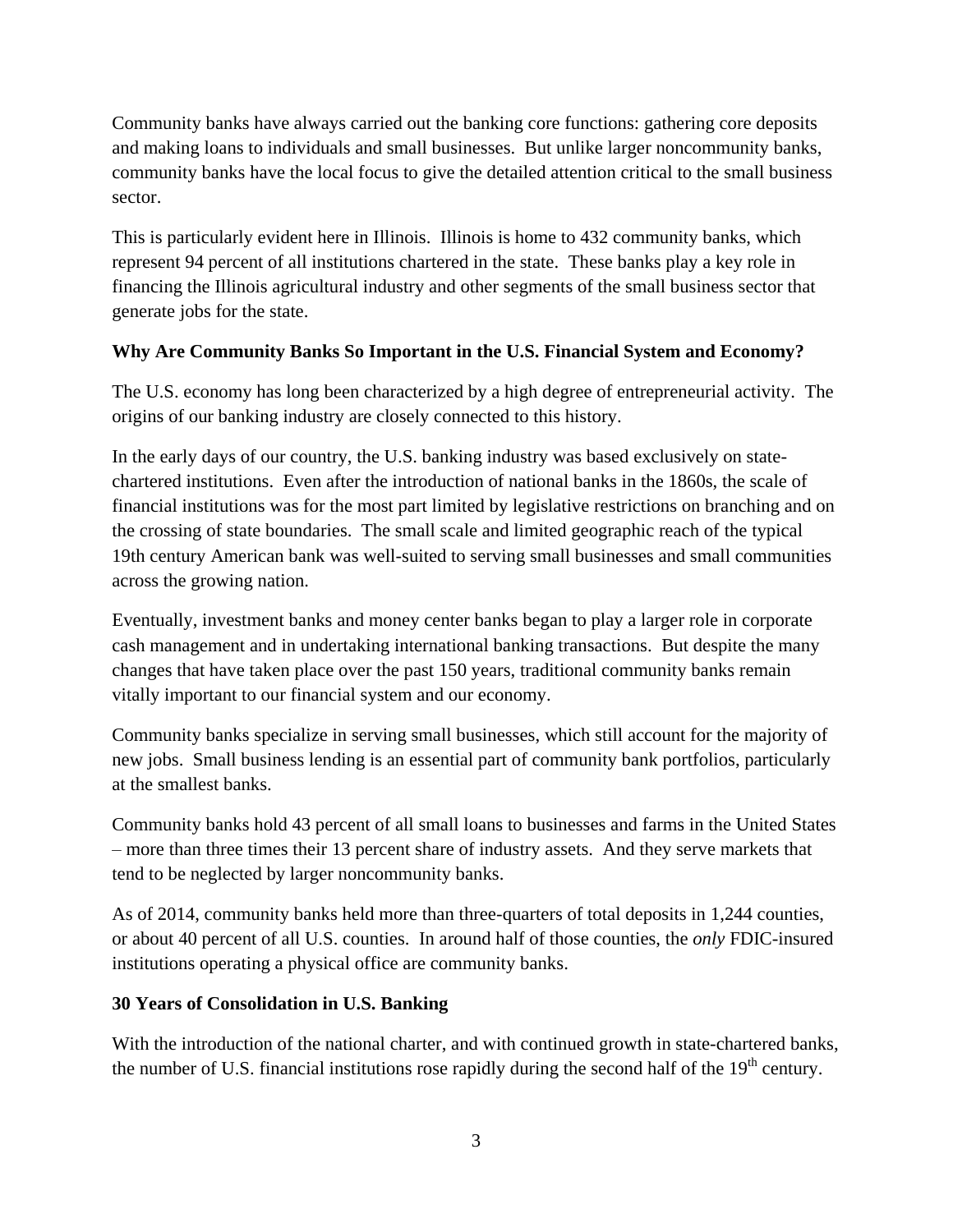Community banks have always carried out the banking core functions: gathering core deposits and making loans to individuals and small businesses. But unlike larger noncommunity banks, community banks have the local focus to give the detailed attention critical to the small business sector.

This is particularly evident here in Illinois. Illinois is home to 432 community banks, which represent 94 percent of all institutions chartered in the state. These banks play a key role in financing the Illinois agricultural industry and other segments of the small business sector that generate jobs for the state.

**Why Are Community Banks So Important in the U.S. Financial System and Economy?**

The U.S. economy has long been characterized by a high degree of entrepreneurial activity. The origins of our banking industry are closely connected to this history.

In the early days of our country, the U.S. banking industry was based exclusively on state-chartered institutions. Even after the introduction of national banks in the 1860s, the scale of financial institutions was for the most part limited by legislative restrictions on branching and on the crossing of state boundaries. The small scale and limited geographic reach of the typical 19th century American bank was well-suited to serving small businesses and small communities across the growing nation.

Eventually, investment banks and money center banks began to play a larger role in corporate cash management and in undertaking international banking transactions. But despite the many changes that have taken place over the past 150 years, traditional community banks remain vitally important to our financial system and our economy.

Community banks specialize in serving small businesses, which still account for the majority of new jobs. Small business lending is an essential part of community bank portfolios, particularly at the smallest banks.

Community banks hold 43 percent of all small loans to businesses and farms in the United States – more than three times their 13 percent share of industry assets. And they serve markets that tend to be neglected by larger noncommunity banks.

As of 2014, community banks held more than three-quarters of total deposits in 1,244 counties, or about 40 percent of all U.S. counties. In around half of those counties, the *only* FDIC-insured institutions operating a physical office are community banks.

**30 Years of Consolidation in U.S. Banking**

With the introduction of the national charter, and with continued growth in state-chartered banks, the number of U.S. financial institutions rose rapidly during the second half of the 19th century.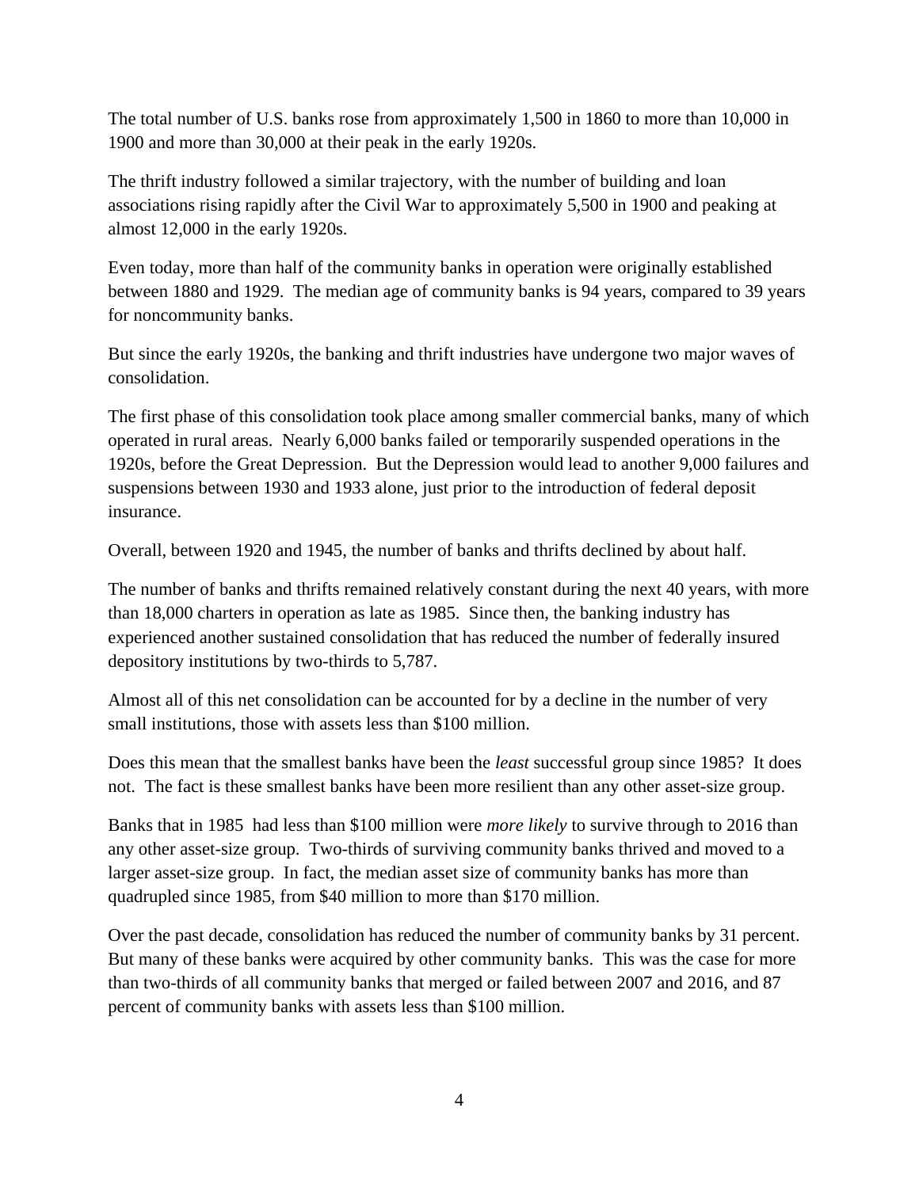The total number of U.S. banks rose from approximately 1,500 in 1860 to more than 10,000 in 1900 and more than 30,000 at their peak in the early 1920s.

The thrift industry followed a similar trajectory, with the number of building and loan associations rising rapidly after the Civil War to approximately 5,500 in 1900 and peaking at almost 12,000 in the early 1920s.

Even today, more than half of the community banks in operation were originally established between 1880 and 1929. The median age of community banks is 94 years, compared to 39 years for noncommunity banks.

But since the early 1920s, the banking and thrift industries have undergone two major waves of consolidation.

The first phase of this consolidation took place among smaller commercial banks, many of which operated in rural areas. Nearly 6,000 banks failed or temporarily suspended operations in the 1920s, before the Great Depression. But the Depression would lead to another 9,000 failures and suspensions between 1930 and 1933 alone, just prior to the introduction of federal deposit insurance.

Overall, between 1920 and 1945, the number of banks and thrifts declined by about half.

The number of banks and thrifts remained relatively constant during the next 40 years, with more than 18,000 charters in operation as late as 1985. Since then, the banking industry has experienced another sustained consolidation that has reduced the number of federally insured depository institutions by two-thirds to 5,787.

Almost all of this net consolidation can be accounted for by a decline in the number of very small institutions, those with assets less than $100 million.

Does this mean that the smallest banks have been the *least* successful group since 1985? It does not. The fact is these smallest banks have been more resilient than any other asset-size group.

Banks that in 1985 had less than $100 million were *more likely* to survive through to 2016 than any other asset-size group. Two-thirds of surviving community banks thrived and moved to a larger asset-size group. In fact, the median asset size of community banks has more than quadrupled since 1985, from $40 million to more than $170 million.

Over the past decade, consolidation has reduced the number of community banks by 31 percent. But many of these banks were acquired by other community banks. This was the case for more than two-thirds of all community banks that merged or failed between 2007 and 2016, and 87 percent of community banks with assets less than $100 million.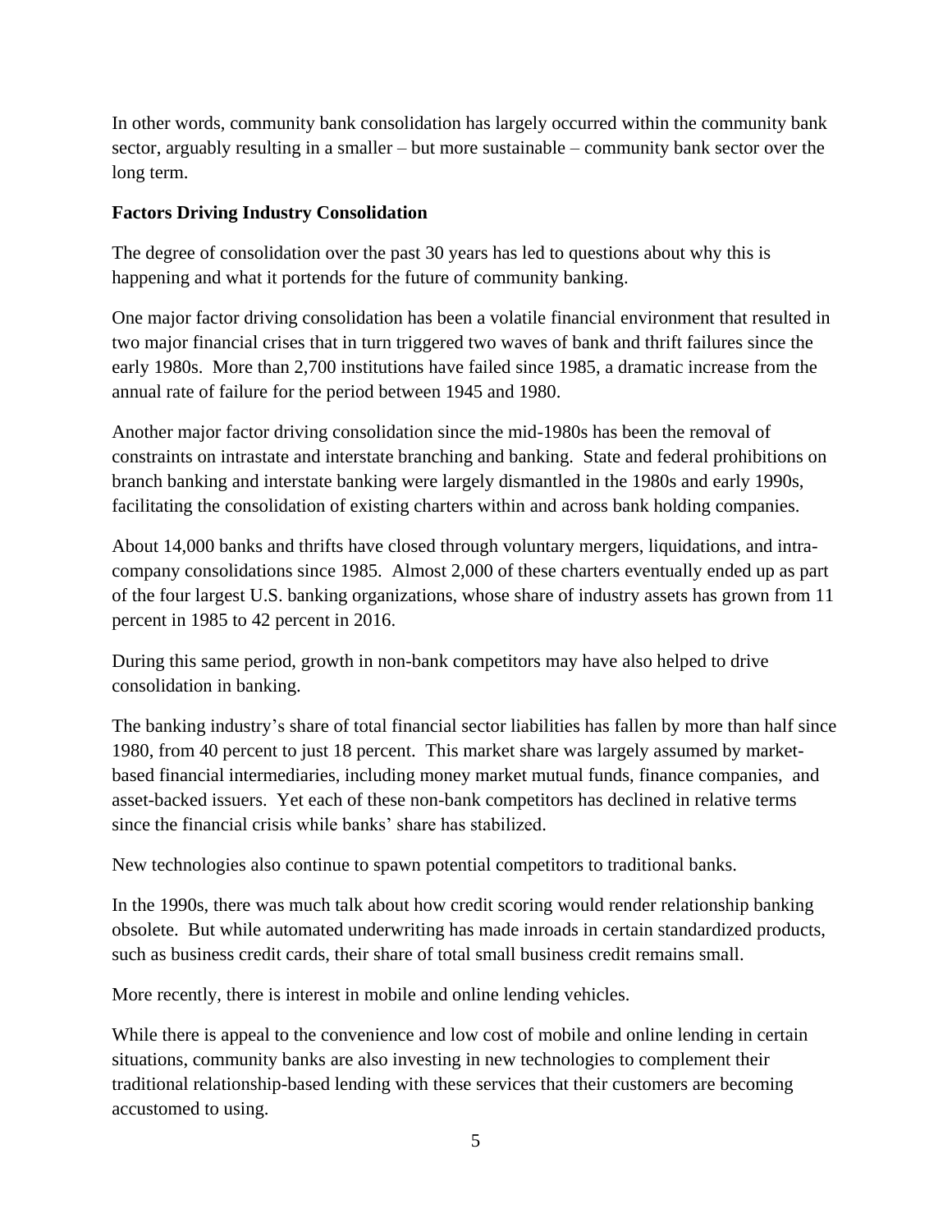In other words, community bank consolidation has largely occurred within the community bank sector, arguably resulting in a smaller – but more sustainable – community bank sector over the long term.

**Factors Driving Industry Consolidation**

The degree of consolidation over the past 30 years has led to questions about why this is happening and what it portends for the future of community banking.

One major factor driving consolidation has been a volatile financial environment that resulted in two major financial crises that in turn triggered two waves of bank and thrift failures since the early 1980s. More than 2,700 institutions have failed since 1985, a dramatic increase from the annual rate of failure for the period between 1945 and 1980.

Another major factor driving consolidation since the mid-1980s has been the removal of constraints on intrastate and interstate branching and banking. State and federal prohibitions on branch banking and interstate banking were largely dismantled in the 1980s and early 1990s, facilitating the consolidation of existing charters within and across bank holding companies.

About 14,000 banks and thrifts have closed through voluntary mergers, liquidations, and intra-company consolidations since 1985. Almost 2,000 of these charters eventually ended up as part of the four largest U.S. banking organizations, whose share of industry assets has grown from 11 percent in 1985 to 42 percent in 2016.

During this same period, growth in non-bank competitors may have also helped to drive consolidation in banking.

The banking industry's share of total financial sector liabilities has fallen by more than half since 1980, from 40 percent to just 18 percent. This market share was largely assumed by market-based financial intermediaries, including money market mutual funds, finance companies, and asset-backed issuers. Yet each of these non-bank competitors has declined in relative terms since the financial crisis while banks' share has stabilized.

New technologies also continue to spawn potential competitors to traditional banks.

In the 1990s, there was much talk about how credit scoring would render relationship banking obsolete. But while automated underwriting has made inroads in certain standardized products, such as business credit cards, their share of total small business credit remains small.

More recently, there is interest in mobile and online lending vehicles.

While there is appeal to the convenience and low cost of mobile and online lending in certain situations, community banks are also investing in new technologies to complement their traditional relationship-based lending with these services that their customers are becoming accustomed to using.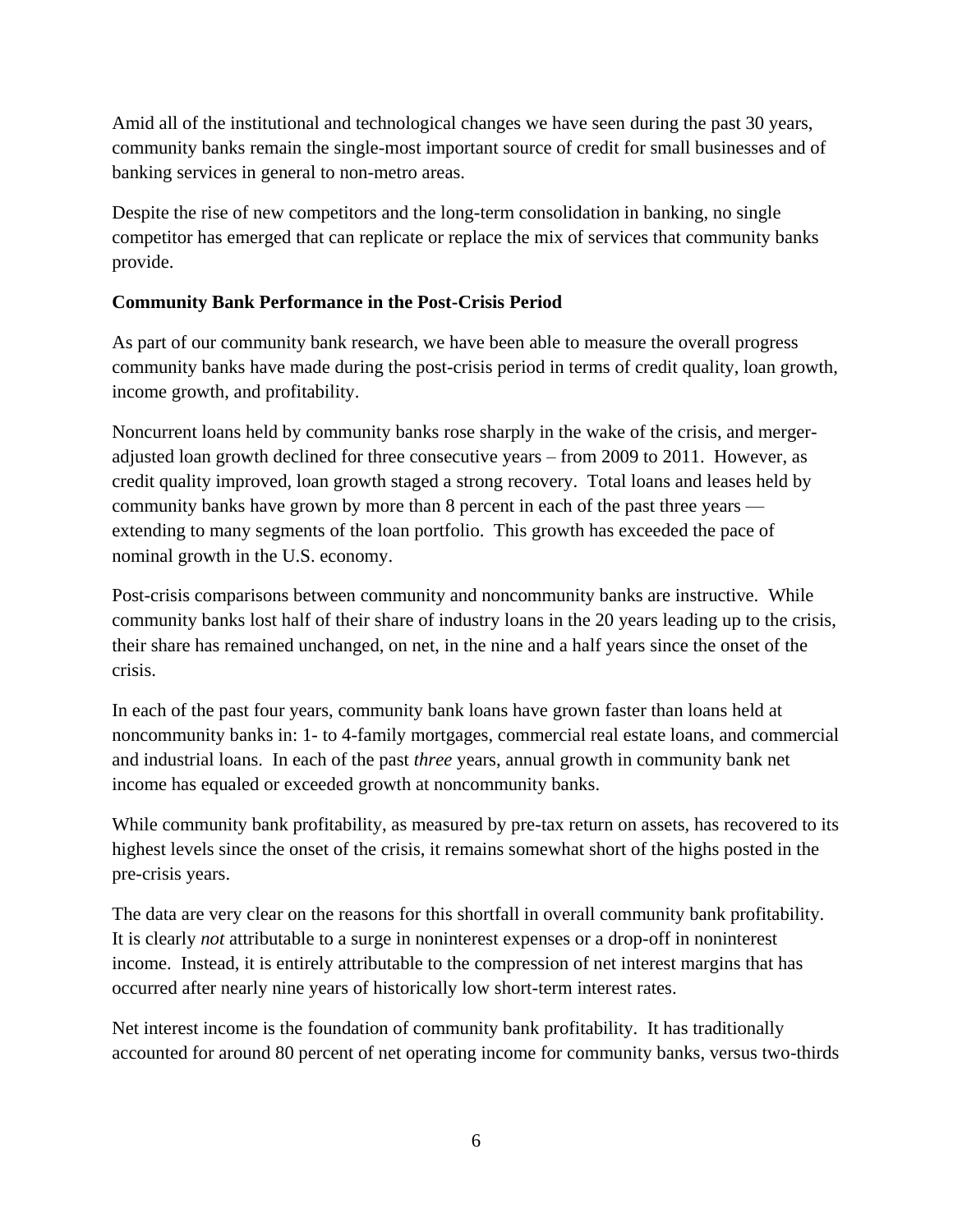Amid all of the institutional and technological changes we have seen during the past 30 years, community banks remain the single-most important source of credit for small businesses and of banking services in general to non-metro areas.

Despite the rise of new competitors and the long-term consolidation in banking, no single competitor has emerged that can replicate or replace the mix of services that community banks provide.

**Community Bank Performance in the Post-Crisis Period**

As part of our community bank research, we have been able to measure the overall progress community banks have made during the post-crisis period in terms of credit quality, loan growth, income growth, and profitability.

Noncurrent loans held by community banks rose sharply in the wake of the crisis, and merger-adjusted loan growth declined for three consecutive years – from 2009 to 2011. However, as credit quality improved, loan growth staged a strong recovery. Total loans and leases held by community banks have grown by more than 8 percent in each of the past three years — extending to many segments of the loan portfolio. This growth has exceeded the pace of nominal growth in the U.S. economy.

Post-crisis comparisons between community and noncommunity banks are instructive. While community banks lost half of their share of industry loans in the 20 years leading up to the crisis, their share has remained unchanged, on net, in the nine and a half years since the onset of the crisis.

In each of the past four years, community bank loans have grown faster than loans held at noncommunity banks in: 1- to 4-family mortgages, commercial real estate loans, and commercial and industrial loans. In each of the past *three* years, annual growth in community bank net income has equaled or exceeded growth at noncommunity banks.

While community bank profitability, as measured by pre-tax return on assets, has recovered to its highest levels since the onset of the crisis, it remains somewhat short of the highs posted in the pre-crisis years.

The data are very clear on the reasons for this shortfall in overall community bank profitability. It is clearly *not* attributable to a surge in noninterest expenses or a drop-off in noninterest income. Instead, it is entirely attributable to the compression of net interest margins that has occurred after nearly nine years of historically low short-term interest rates.

Net interest income is the foundation of community bank profitability. It has traditionally accounted for around 80 percent of net operating income for community banks, versus two-thirds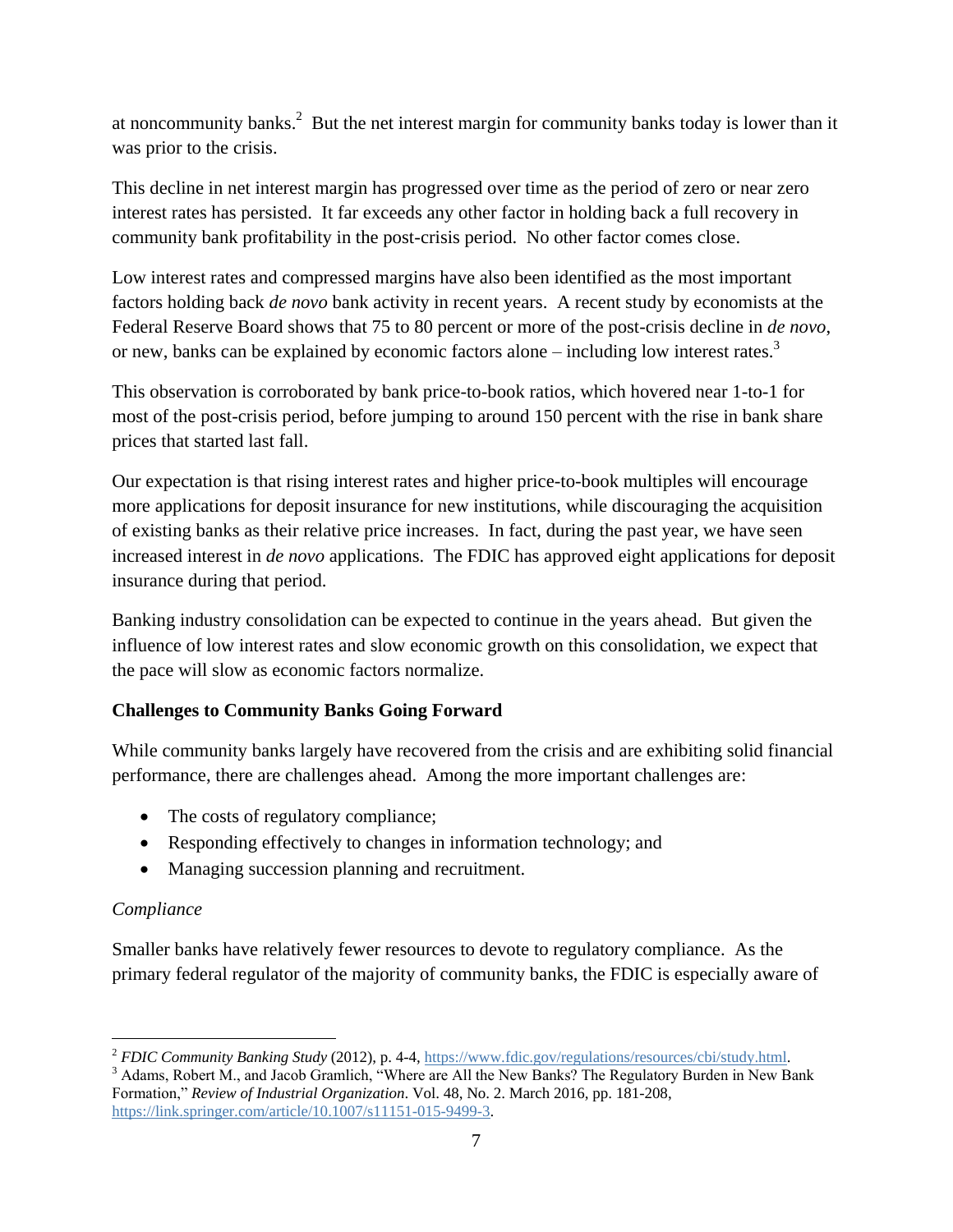at noncommunity banks.[2] But the net interest margin for community banks today is lower than it was prior to the crisis.

This decline in net interest margin has progressed over time as the period of zero or near zero interest rates has persisted. It far exceeds any other factor in holding back a full recovery in community bank profitability in the post-crisis period. No other factor comes close.

Low interest rates and compressed margins have also been identified as the most important factors holding back *de novo* bank activity in recent years. A recent study by economists at the Federal Reserve Board shows that 75 to 80 percent or more of the post-crisis decline in *de novo*, or new, banks can be explained by economic factors alone – including low interest rates.[3]

This observation is corroborated by bank price-to-book ratios, which hovered near 1-to-1 for most of the post-crisis period, before jumping to around 150 percent with the rise in bank share prices that started last fall.

Our expectation is that rising interest rates and higher price-to-book multiples will encourage more applications for deposit insurance for new institutions, while discouraging the acquisition of existing banks as their relative price increases. In fact, during the past year, we have seen increased interest in *de novo* applications. The FDIC has approved eight applications for deposit insurance during that period.

Banking industry consolidation can be expected to continue in the years ahead. But given the influence of low interest rates and slow economic growth on this consolidation, we expect that the pace will slow as economic factors normalize.

**Challenges to Community Banks Going Forward**

While community banks largely have recovered from the crisis and are exhibiting solid financial performance, there are challenges ahead. Among the more important challenges are:

- The costs of regulatory compliance;
- Responding effectively to changes in information technology; and
- Managing succession planning and recruitment.

*Compliance*

Smaller banks have relatively fewer resources to devote to regulatory compliance. As the primary federal regulator of the majority of community banks, the FDIC is especially aware of

---

[2] *FDIC Community Banking Study* (2012), p. 4-4, https://www.fdic.gov/regulations/resources/cbi/study.html.

[3] Adams, Robert M., and Jacob Gramlich, "Where are All the New Banks? The Regulatory Burden in New Bank Formation," *Review of Industrial Organization*. Vol. 48, No. 2. March 2016, pp. 181-208, https://link.springer.com/article/10.1007/s11151-015-9499-3.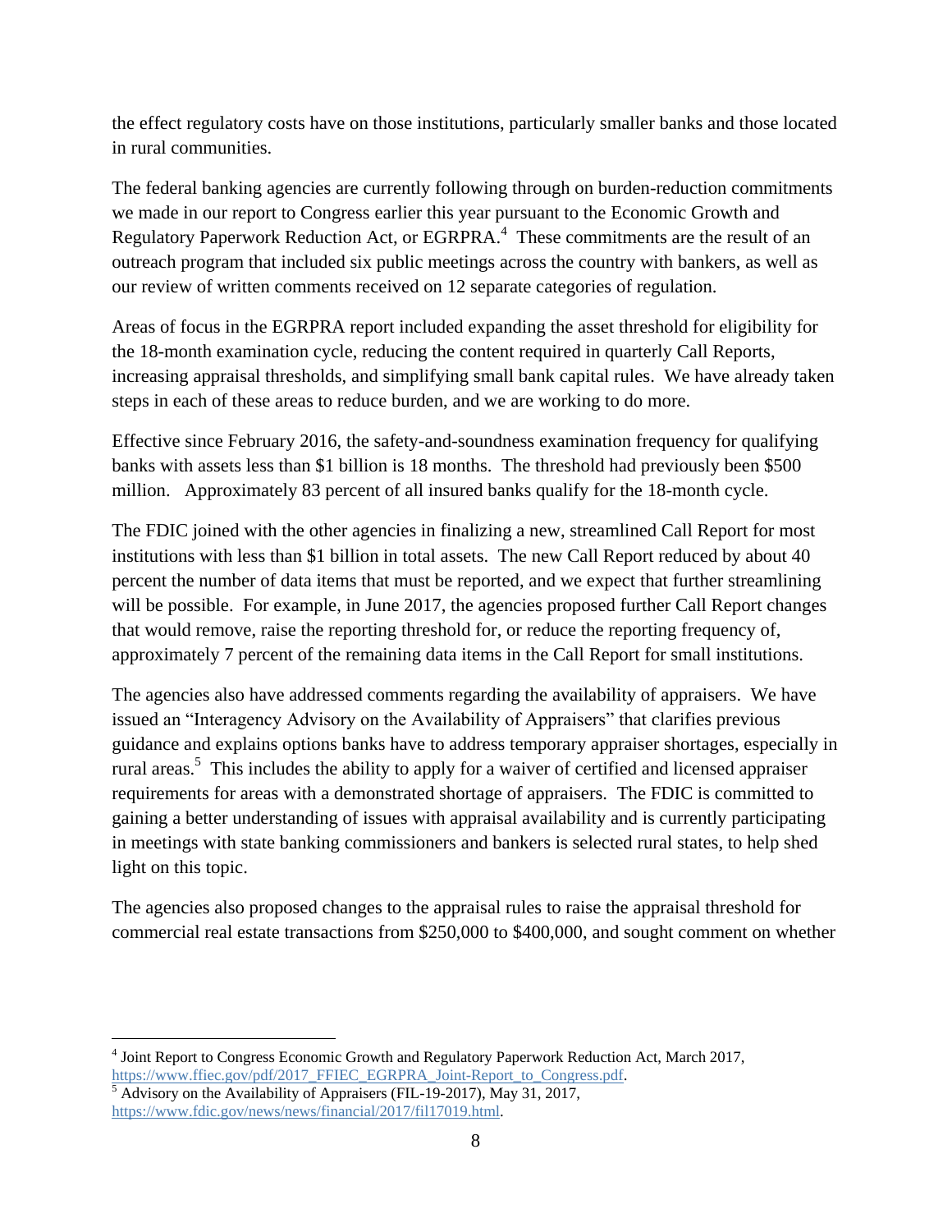the effect regulatory costs have on those institutions, particularly smaller banks and those located in rural communities.

The federal banking agencies are currently following through on burden-reduction commitments we made in our report to Congress earlier this year pursuant to the Economic Growth and Regulatory Paperwork Reduction Act, or EGRPRA.[4] These commitments are the result of an outreach program that included six public meetings across the country with bankers, as well as our review of written comments received on 12 separate categories of regulation.

Areas of focus in the EGRPRA report included expanding the asset threshold for eligibility for the 18-month examination cycle, reducing the content required in quarterly Call Reports, increasing appraisal thresholds, and simplifying small bank capital rules. We have already taken steps in each of these areas to reduce burden, and we are working to do more.

Effective since February 2016, the safety-and-soundness examination frequency for qualifying banks with assets less than $1 billion is 18 months. The threshold had previously been $500 million. Approximately 83 percent of all insured banks qualify for the 18-month cycle.

The FDIC joined with the other agencies in finalizing a new, streamlined Call Report for most institutions with less than $1 billion in total assets. The new Call Report reduced by about 40 percent the number of data items that must be reported, and we expect that further streamlining will be possible. For example, in June 2017, the agencies proposed further Call Report changes that would remove, raise the reporting threshold for, or reduce the reporting frequency of, approximately 7 percent of the remaining data items in the Call Report for small institutions.

The agencies also have addressed comments regarding the availability of appraisers. We have issued an "Interagency Advisory on the Availability of Appraisers" that clarifies previous guidance and explains options banks have to address temporary appraiser shortages, especially in rural areas.[5] This includes the ability to apply for a waiver of certified and licensed appraiser requirements for areas with a demonstrated shortage of appraisers. The FDIC is committed to gaining a better understanding of issues with appraisal availability and is currently participating in meetings with state banking commissioners and bankers is selected rural states, to help shed light on this topic.

The agencies also proposed changes to the appraisal rules to raise the appraisal threshold for commercial real estate transactions from $250,000 to $400,000, and sought comment on whether

---

[4] Joint Report to Congress Economic Growth and Regulatory Paperwork Reduction Act, March 2017, https://www.ffiec.gov/pdf/2017_FFIEC_EGRPRA_Joint-Report_to_Congress.pdf.

[5] Advisory on the Availability of Appraisers (FIL-19-2017), May 31, 2017, https://www.fdic.gov/news/news/financial/2017/fil17019.html.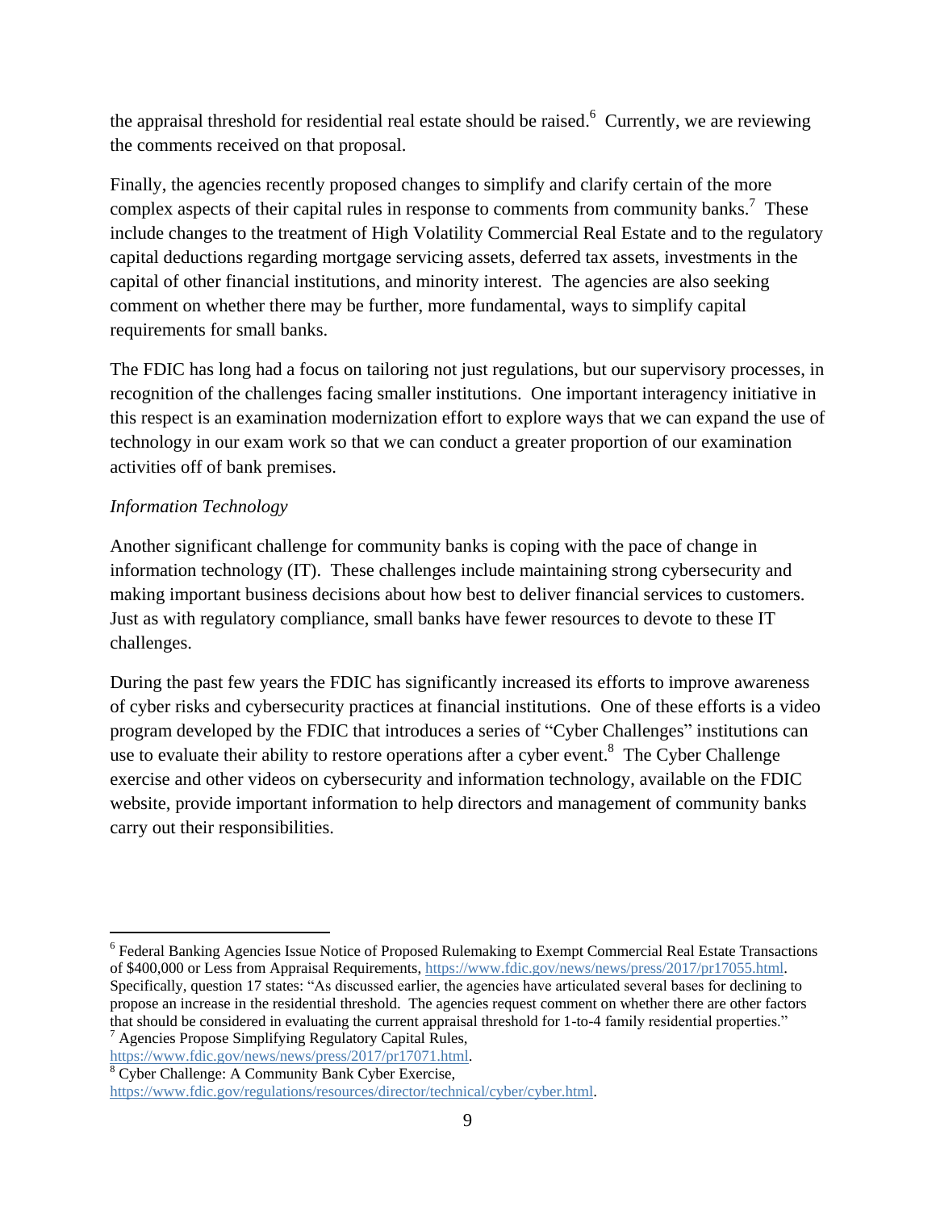the appraisal threshold for residential real estate should be raised.[6] Currently, we are reviewing the comments received on that proposal.

Finally, the agencies recently proposed changes to simplify and clarify certain of the more complex aspects of their capital rules in response to comments from community banks.[7] These include changes to the treatment of High Volatility Commercial Real Estate and to the regulatory capital deductions regarding mortgage servicing assets, deferred tax assets, investments in the capital of other financial institutions, and minority interest. The agencies are also seeking comment on whether there may be further, more fundamental, ways to simplify capital requirements for small banks.

The FDIC has long had a focus on tailoring not just regulations, but our supervisory processes, in recognition of the challenges facing smaller institutions. One important interagency initiative in this respect is an examination modernization effort to explore ways that we can expand the use of technology in our exam work so that we can conduct a greater proportion of our examination activities off of bank premises.

*Information Technology*

Another significant challenge for community banks is coping with the pace of change in information technology (IT). These challenges include maintaining strong cybersecurity and making important business decisions about how best to deliver financial services to customers. Just as with regulatory compliance, small banks have fewer resources to devote to these IT challenges.

During the past few years the FDIC has significantly increased its efforts to improve awareness of cyber risks and cybersecurity practices at financial institutions. One of these efforts is a video program developed by the FDIC that introduces a series of "Cyber Challenges" institutions can use to evaluate their ability to restore operations after a cyber event.[8] The Cyber Challenge exercise and other videos on cybersecurity and information technology, available on the FDIC website, provide important information to help directors and management of community banks carry out their responsibilities.

---

[6] Federal Banking Agencies Issue Notice of Proposed Rulemaking to Exempt Commercial Real Estate Transactions of $400,000 or Less from Appraisal Requirements, https://www.fdic.gov/news/news/press/2017/pr17055.html. Specifically, question 17 states: "As discussed earlier, the agencies have articulated several bases for declining to propose an increase in the residential threshold. The agencies request comment on whether there are other factors that should be considered in evaluating the current appraisal threshold for 1-to-4 family residential properties."

[7] Agencies Propose Simplifying Regulatory Capital Rules, https://www.fdic.gov/news/news/press/2017/pr17071.html.

[8] Cyber Challenge: A Community Bank Cyber Exercise, https://www.fdic.gov/regulations/resources/director/technical/cyber/cyber.html.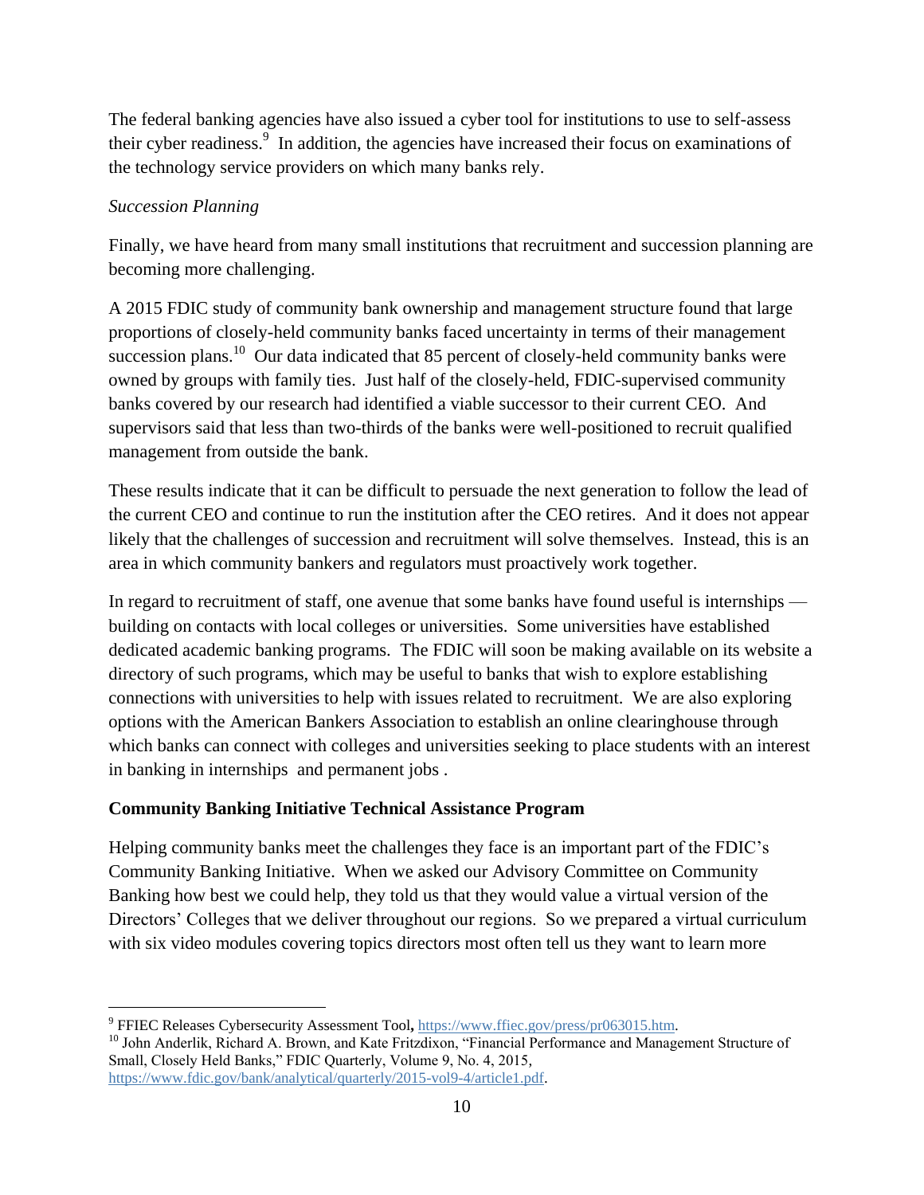The federal banking agencies have also issued a cyber tool for institutions to use to self-assess their cyber readiness.[9] In addition, the agencies have increased their focus on examinations of the technology service providers on which many banks rely.

*Succession Planning*

Finally, we have heard from many small institutions that recruitment and succession planning are becoming more challenging.

A 2015 FDIC study of community bank ownership and management structure found that large proportions of closely-held community banks faced uncertainty in terms of their management succession plans.[10] Our data indicated that 85 percent of closely-held community banks were owned by groups with family ties. Just half of the closely-held, FDIC-supervised community banks covered by our research had identified a viable successor to their current CEO. And supervisors said that less than two-thirds of the banks were well-positioned to recruit qualified management from outside the bank.

These results indicate that it can be difficult to persuade the next generation to follow the lead of the current CEO and continue to run the institution after the CEO retires. And it does not appear likely that the challenges of succession and recruitment will solve themselves. Instead, this is an area in which community bankers and regulators must proactively work together.

In regard to recruitment of staff, one avenue that some banks have found useful is internships — building on contacts with local colleges or universities. Some universities have established dedicated academic banking programs. The FDIC will soon be making available on its website a directory of such programs, which may be useful to banks that wish to explore establishing connections with universities to help with issues related to recruitment. We are also exploring options with the American Bankers Association to establish an online clearinghouse through which banks can connect with colleges and universities seeking to place students with an interest in banking in internships and permanent jobs .

## Community Banking Initiative Technical Assistance Program

Helping community banks meet the challenges they face is an important part of the FDIC's Community Banking Initiative. When we asked our Advisory Committee on Community Banking how best we could help, they told us that they would value a virtual version of the Directors' Colleges that we deliver throughout our regions. So we prepared a virtual curriculum with six video modules covering topics directors most often tell us they want to learn more

---

[9] FFIEC Releases Cybersecurity Assessment Tool, https://www.ffiec.gov/press/pr063015.htm.

[10] John Anderlik, Richard A. Brown, and Kate Fritzdixon, "Financial Performance and Management Structure of Small, Closely Held Banks," FDIC Quarterly, Volume 9, No. 4, 2015, https://www.fdic.gov/bank/analytical/quarterly/2015-vol9-4/article1.pdf.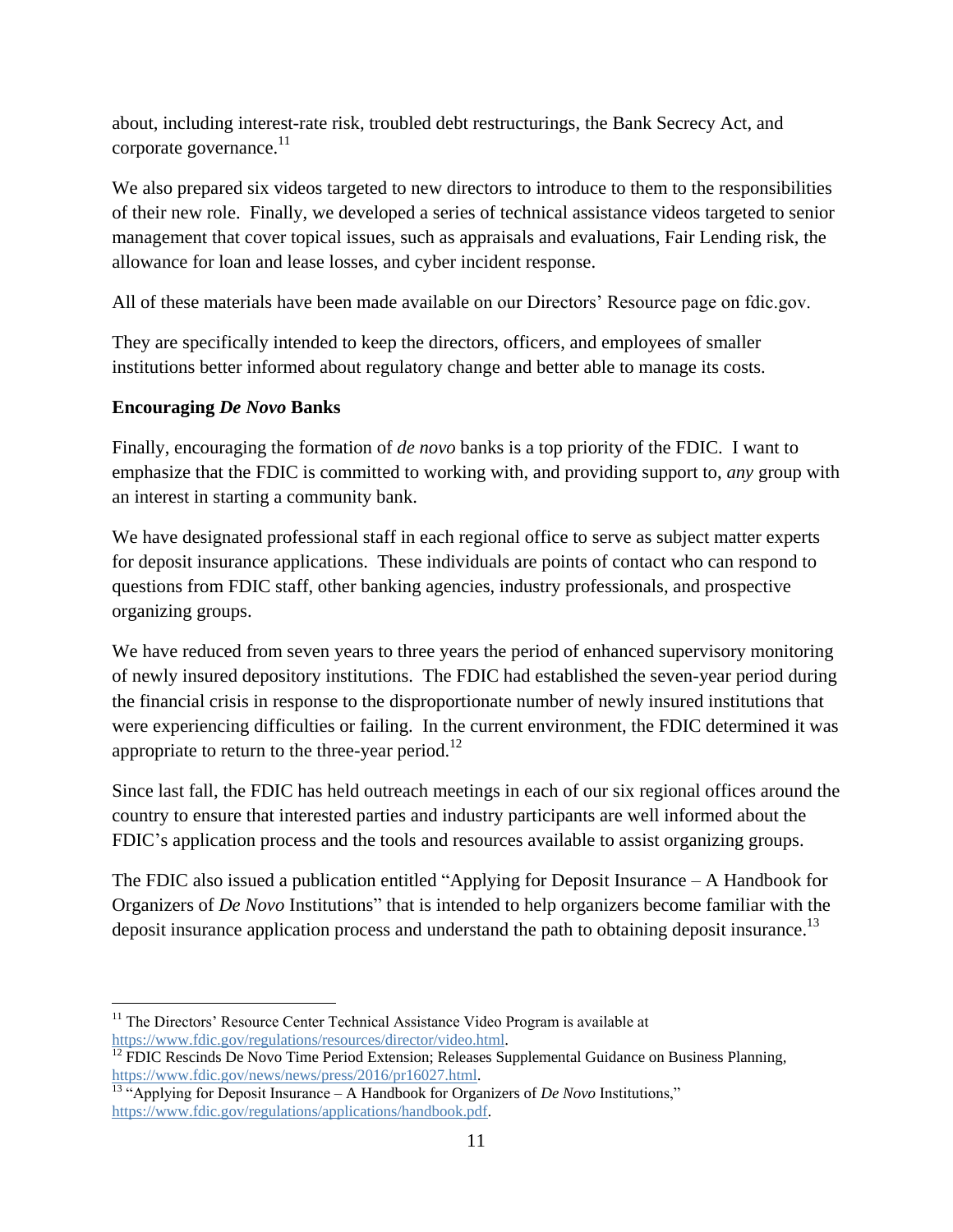about, including interest-rate risk, troubled debt restructurings, the Bank Secrecy Act, and corporate governance.[11]

We also prepared six videos targeted to new directors to introduce to them to the responsibilities of their new role. Finally, we developed a series of technical assistance videos targeted to senior management that cover topical issues, such as appraisals and evaluations, Fair Lending risk, the allowance for loan and lease losses, and cyber incident response.

All of these materials have been made available on our Directors' Resource page on fdic.gov.

They are specifically intended to keep the directors, officers, and employees of smaller institutions better informed about regulatory change and better able to manage its costs.

**Encouraging *De Novo* Banks**

Finally, encouraging the formation of *de novo* banks is a top priority of the FDIC. I want to emphasize that the FDIC is committed to working with, and providing support to, *any* group with an interest in starting a community bank.

We have designated professional staff in each regional office to serve as subject matter experts for deposit insurance applications. These individuals are points of contact who can respond to questions from FDIC staff, other banking agencies, industry professionals, and prospective organizing groups.

We have reduced from seven years to three years the period of enhanced supervisory monitoring of newly insured depository institutions. The FDIC had established the seven-year period during the financial crisis in response to the disproportionate number of newly insured institutions that were experiencing difficulties or failing. In the current environment, the FDIC determined it was appropriate to return to the three-year period.[12]

Since last fall, the FDIC has held outreach meetings in each of our six regional offices around the country to ensure that interested parties and industry participants are well informed about the FDIC's application process and the tools and resources available to assist organizing groups.

The FDIC also issued a publication entitled "Applying for Deposit Insurance – A Handbook for Organizers of *De Novo* Institutions" that is intended to help organizers become familiar with the deposit insurance application process and understand the path to obtaining deposit insurance.[13]

---

[11] The Directors' Resource Center Technical Assistance Video Program is available at https://www.fdic.gov/regulations/resources/director/video.html.

[12] FDIC Rescinds De Novo Time Period Extension; Releases Supplemental Guidance on Business Planning, https://www.fdic.gov/news/news/press/2016/pr16027.html.

[13] "Applying for Deposit Insurance – A Handbook for Organizers of *De Novo* Institutions," https://www.fdic.gov/regulations/applications/handbook.pdf.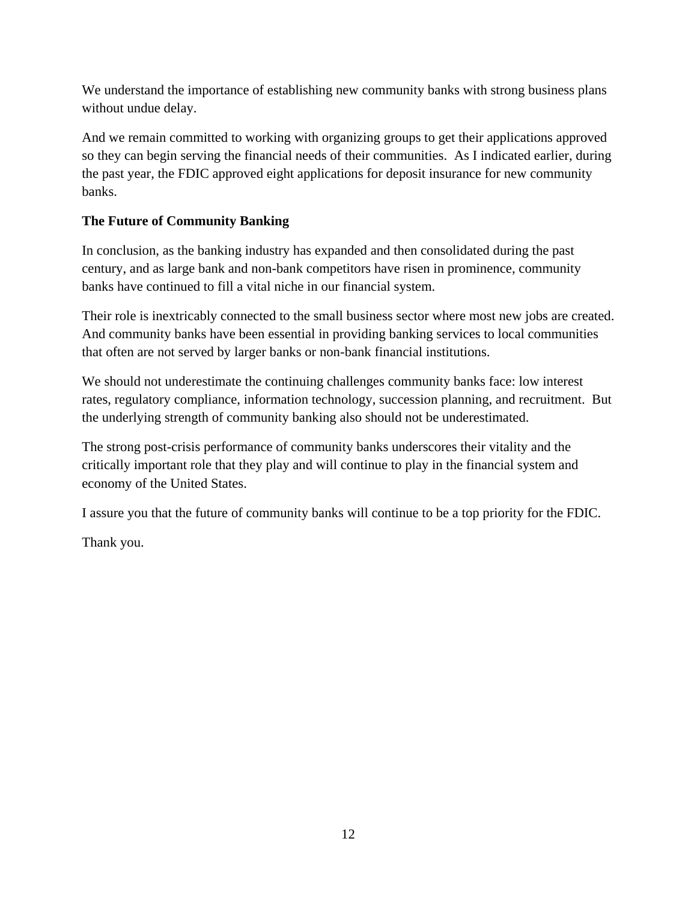We understand the importance of establishing new community banks with strong business plans without undue delay.

And we remain committed to working with organizing groups to get their applications approved so they can begin serving the financial needs of their communities. As I indicated earlier, during the past year, the FDIC approved eight applications for deposit insurance for new community banks.

**The Future of Community Banking**

In conclusion, as the banking industry has expanded and then consolidated during the past century, and as large bank and non-bank competitors have risen in prominence, community banks have continued to fill a vital niche in our financial system.

Their role is inextricably connected to the small business sector where most new jobs are created. And community banks have been essential in providing banking services to local communities that often are not served by larger banks or non-bank financial institutions.

We should not underestimate the continuing challenges community banks face: low interest rates, regulatory compliance, information technology, succession planning, and recruitment. But the underlying strength of community banking also should not be underestimated.

The strong post-crisis performance of community banks underscores their vitality and the critically important role that they play and will continue to play in the financial system and economy of the United States.

I assure you that the future of community banks will continue to be a top priority for the FDIC.

Thank you.